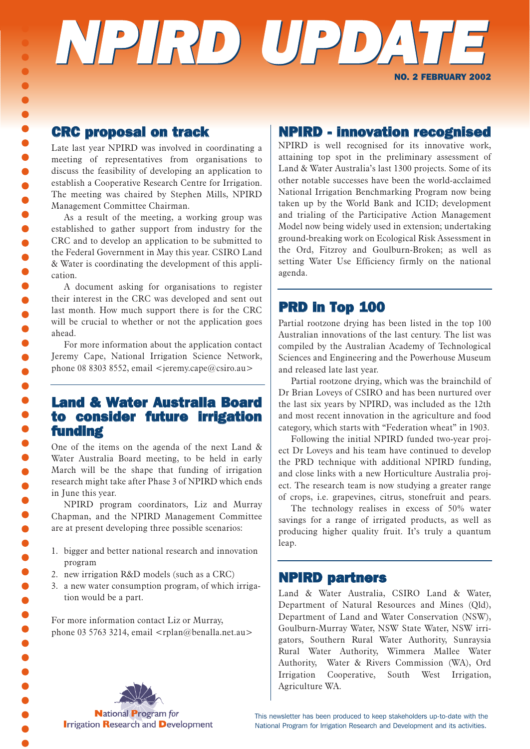# NPIRD UPDATE

**NO. 2 FEBRUARY 2002**

## CRC proposal on track

Late last year NPIRD was involved in coordinating a meeting of representatives from organisations to discuss the feasibility of developing an application to establish a Cooperative Research Centre for Irrigation. The meeting was chaired by Stephen Mills, NPIRD Management Committee Chairman.

As a result of the meeting, a working group was established to gather support from industry for the CRC and to develop an application to be submitted to the Federal Government in May this year. CSIRO Land & Water is coordinating the development of this application.

A document asking for organisations to register their interest in the CRC was developed and sent out last month. How much support there is for the CRC will be crucial to whether or not the application goes ahead.

For more information about the application contact Jeremy Cape, National Irrigation Science Network, phone 08 8303 8552, email <jeremy.cape@csiro.au>

## Land & Water Australia Board to consider future irrigation funding

One of the items on the agenda of the next Land & Water Australia Board meeting, to be held in early March will be the shape that funding of irrigation research might take after Phase 3 of NPIRD which ends in June this year.

NPIRD program coordinators, Liz and Murray Chapman, and the NPIRD Management Committee are at present developing three possible scenarios:

1. bigger and better national research and innovation program
2. new irrigation R&D models (such as a CRC)
3. a new water consumption program, of which irrigation would be a part.

For more information contact Liz or Murray, phone 03 5763 3214, email <rplan@benalla.net.au>

## NPIRD - innovation recognised

NPIRD is well recognised for its innovative work, attaining top spot in the preliminary assessment of Land & Water Australia's last 1300 projects. Some of its other notable successes have been the world-acclaimed National Irrigation Benchmarking Program now being taken up by the World Bank and ICID; development and trialing of the Participative Action Management Model now being widely used in extension; undertaking ground-breaking work on Ecological Risk Assessment in the Ord, Fitzroy and Goulburn-Broken; as well as setting Water Use Efficiency firmly on the national agenda.

## PRD in Top 100

Partial rootzone drying has been listed in the top 100 Australian innovations of the last century. The list was compiled by the Australian Academy of Technological Sciences and Engineering and the Powerhouse Museum and released late last year.

Partial rootzone drying, which was the brainchild of Dr Brian Loveys of CSIRO and has been nurtured over the last six years by NPIRD, was included as the 12th and most recent innovation in the agriculture and food category, which starts with "Federation wheat" in 1903.

Following the initial NPIRD funded two-year project Dr Loveys and his team have continued to develop the PRD technique with additional NPIRD funding, and close links with a new Horticulture Australia project. The research team is now studying a greater range of crops, i.e. grapevines, citrus, stonefruit and pears.

The technology realises in excess of 50% water savings for a range of irrigated products, as well as producing higher quality fruit. It's truly a quantum leap.

## NPIRD partners

Land & Water Australia, CSIRO Land & Water, Department of Natural Resources and Mines (Qld), Department of Land and Water Conservation (NSW), Goulburn-Murray Water, NSW State Water, NSW irrigators, Southern Rural Water Authority, Sunraysia Rural Water Authority, Wimmera Mallee Water Authority, Water & Rivers Commission (WA), Ord Irrigation Cooperative, South West Irrigation, Agriculture WA.

National Program *for* Irrigation Research and Development

This newsletter has been produced to keep stakeholders up-to-date with the National Program for Irrigation Research and Development and its activities.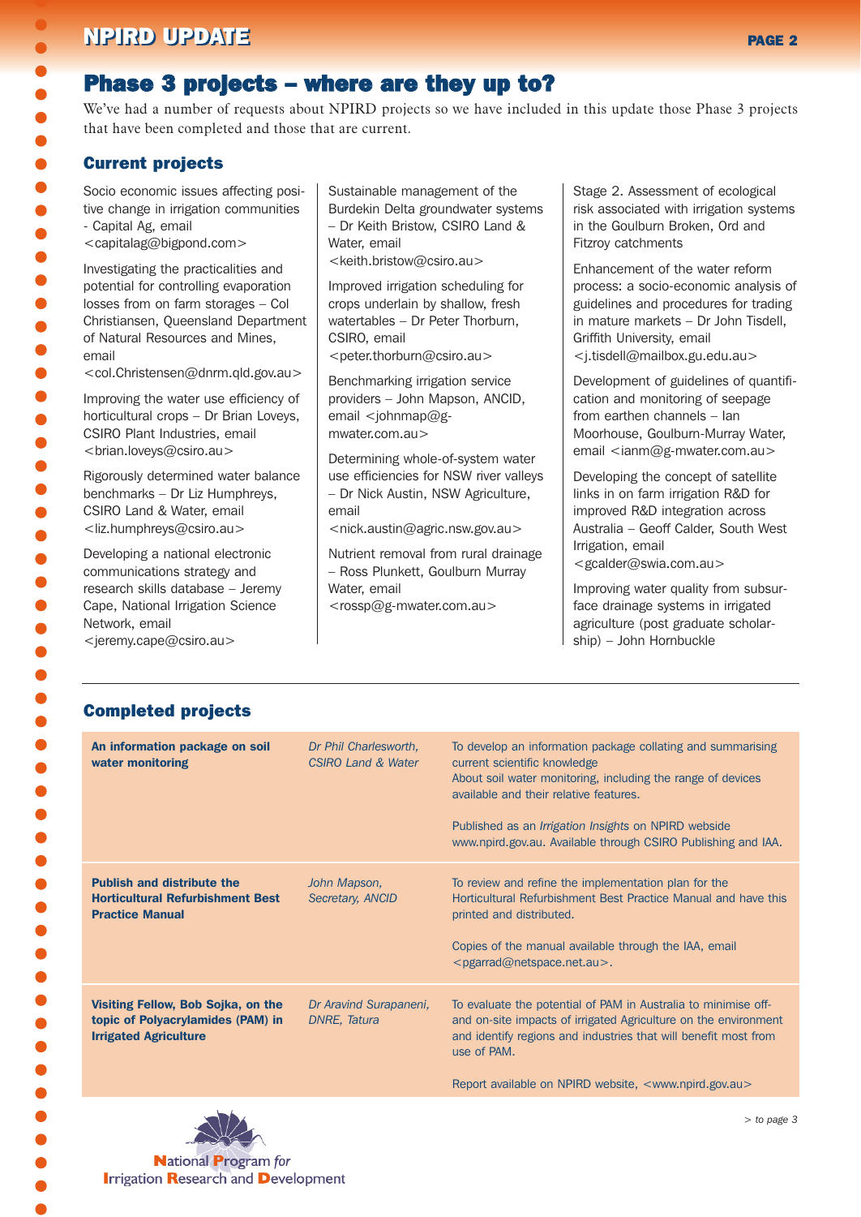## Phase 3 projects – where are they up to?

We've had a number of requests about NPIRD projects so we have included in this update those Phase 3 projects that have been completed and those that are current.

### Current projects

Socio economic issues affecting positive change in irrigation communities - Capital Ag, email <capitalag@bigpond.com>

Investigating the practicalities and potential for controlling evaporation losses from on farm storages – Col Christiansen, Queensland Department of Natural Resources and Mines, email <col.Christensen@dnrm.qld.gov.au>

Improving the water use efficiency of horticultural crops – Dr Brian Loveys, CSIRO Plant Industries, email <brian.loveys@csiro.au>

Rigorously determined water balance benchmarks – Dr Liz Humphreys, CSIRO Land & Water, email <liz.humphreys@csiro.au>

Developing a national electronic communications strategy and research skills database – Jeremy Cape, National Irrigation Science Network, email <jeremy.cape@csiro.au>

Sustainable management of the Burdekin Delta groundwater systems – Dr Keith Bristow, CSIRO Land & Water, email <keith.bristow@csiro.au>

Improved irrigation scheduling for crops underlain by shallow, fresh watertables – Dr Peter Thorburn, CSIRO, email <peter.thorburn@csiro.au>

Benchmarking irrigation service providers – John Mapson, ANCID, email <johnmap@g-mwater.com.au>

Determining whole-of-system water use efficiencies for NSW river valleys – Dr Nick Austin, NSW Agriculture, email <nick.austin@agric.nsw.gov.au>

Nutrient removal from rural drainage – Ross Plunkett, Goulburn Murray Water, email <rossp@g-mwater.com.au>

Stage 2. Assessment of ecological risk associated with irrigation systems in the Goulburn Broken, Ord and Fitzroy catchments

Enhancement of the water reform process: a socio-economic analysis of guidelines and procedures for trading in mature markets – Dr John Tisdell, Griffith University, email <j.tisdell@mailbox.gu.edu.au>

Development of guidelines of quantification and monitoring of seepage from earthen channels – Ian Moorhouse, Goulburn-Murray Water, email <ianm@g-mwater.com.au>

Developing the concept of satellite links in on farm irrigation R&D for improved R&D integration across Australia – Geoff Calder, South West Irrigation, email <gcalder@swia.com.au>

Improving water quality from subsurface drainage systems in irrigated agriculture (post graduate scholarship) – John Hornbuckle

### Completed projects

| | | |
|---|---|---|
| **An information package on soil water monitoring** | *Dr Phil Charlesworth, CSIRO Land & Water* | To develop an information package collating and summarising current scientific knowledge About soil water monitoring, including the range of devices available and their relative features.<br><br>Published as an *Irrigation Insights* on NPIRD webside www.npird.gov.au. Available through CSIRO Publishing and IAA. |
| **Publish and distribute the Horticultural Refurbishment Best Practice Manual** | *John Mapson, Secretary, ANCID* | To review and refine the implementation plan for the Horticultural Refurbishment Best Practice Manual and have this printed and distributed.<br><br>Copies of the manual available through the IAA, email <pgarrad@netspace.net.au>. |
| **Visiting Fellow, Bob Sojka, on the topic of Polyacrylamides (PAM) in Irrigated Agriculture** | *Dr Aravind Surapaneni, DNRE, Tatura* | To evaluate the potential of PAM in Australia to minimise off- and on-site impacts of irrigated Agriculture on the environment and identify regions and industries that will benefit most from use of PAM.<br><br>Report available on NPIRD website, <www.npird.gov.au> |

*> to page 3*

National Program *for* Irrigation Research and Development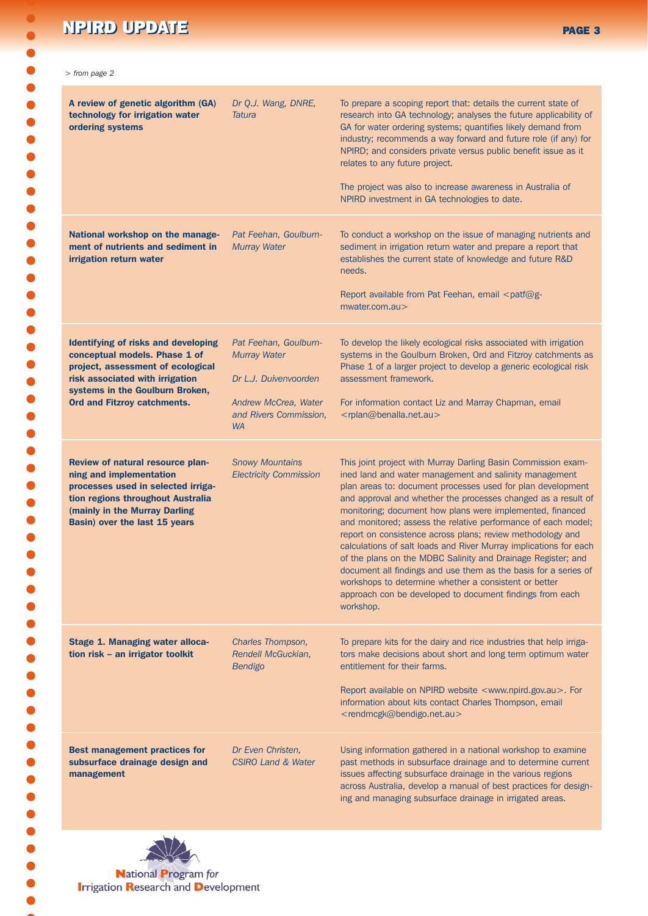> from page 2

| | | |
|---|---|---|
| **A review of genetic algorithm (GA) technology for irrigation water ordering systems** | *Dr Q.J. Wang, DNRE, Tatura* | To prepare a scoping report that: details the current state of research into GA technology; analyses the future applicability of GA for water ordering systems; quantifies likely demand from industry; recommends a way forward and future role (if any) for NPIRD; and considers private versus public benefit issue as it relates to any future project.<br><br>The project was also to increase awareness in Australia of NPIRD investment in GA technologies to date. |
| **National workshop on the management of nutrients and sediment in irrigation return water** | *Pat Feehan, Goulburn-Murray Water* | To conduct a workshop on the issue of managing nutrients and sediment in irrigation return water and prepare a report that establishes the current state of knowledge and future R&D needs.<br><br>Report available from Pat Feehan, email <patf@g-mwater.com.au> |
| **Identifying of risks and developing conceptual models. Phase 1 of project, assessment of ecological risk associated with irrigation systems in the Goulburn Broken, Ord and Fitzroy catchments.** | *Pat Feehan, Goulburn-Murray Water*<br><br>*Dr L.J. Duivenvoorden*<br><br>*Andrew McCrea, Water and Rivers Commission, WA* | To develop the likely ecological risks associated with irrigation systems in the Goulburn Broken, Ord and Fitzroy catchments as Phase 1 of a larger project to develop a generic ecological risk assessment framework.<br><br>For information contact Liz and Marray Chapman, email <rplan@benalla.net.au> |
| **Review of natural resource planning and implementation processes used in selected irrigation regions throughout Australia (mainly in the Murray Darling Basin) over the last 15 years** | *Snowy Mountains Electricity Commission* | This joint project with Murray Darling Basin Commission examined land and water management and salinity management plan areas to: document processes used for plan development and approval and whether the processes changed as a result of monitoring; document how plans were implemented, financed and monitored; assess the relative performance of each model; report on consistence across plans; review methodology and calculations of salt loads and River Murray implications for each of the plans on the MDBC Salinity and Drainage Register; and document all findings and use them as the basis for a series of workshops to determine whether a consistent or better approach con be developed to document findings from each workshop. |
| **Stage 1. Managing water allocation risk – an irrigator toolkit** | *Charles Thompson, Rendell McGuckian, Bendigo* | To prepare kits for the dairy and rice industries that help irrigators make decisions about short and long term optimum water entitlement for their farms.<br><br>Report available on NPIRD website <www.npird.gov.au>. For information about kits contact Charles Thompson, email <rendmcgk@bendigo.net.au> |
| **Best management practices for subsurface drainage design and management** | *Dr Even Christen, CSIRO Land & Water* | Using information gathered in a national workshop to examine past methods in subsurface drainage and to determine current issues affecting subsurface drainage in the various regions across Australia, develop a manual of best practices for designing and managing subsurface drainage in irrigated areas. |

National Program *for* Irrigation Research and Development